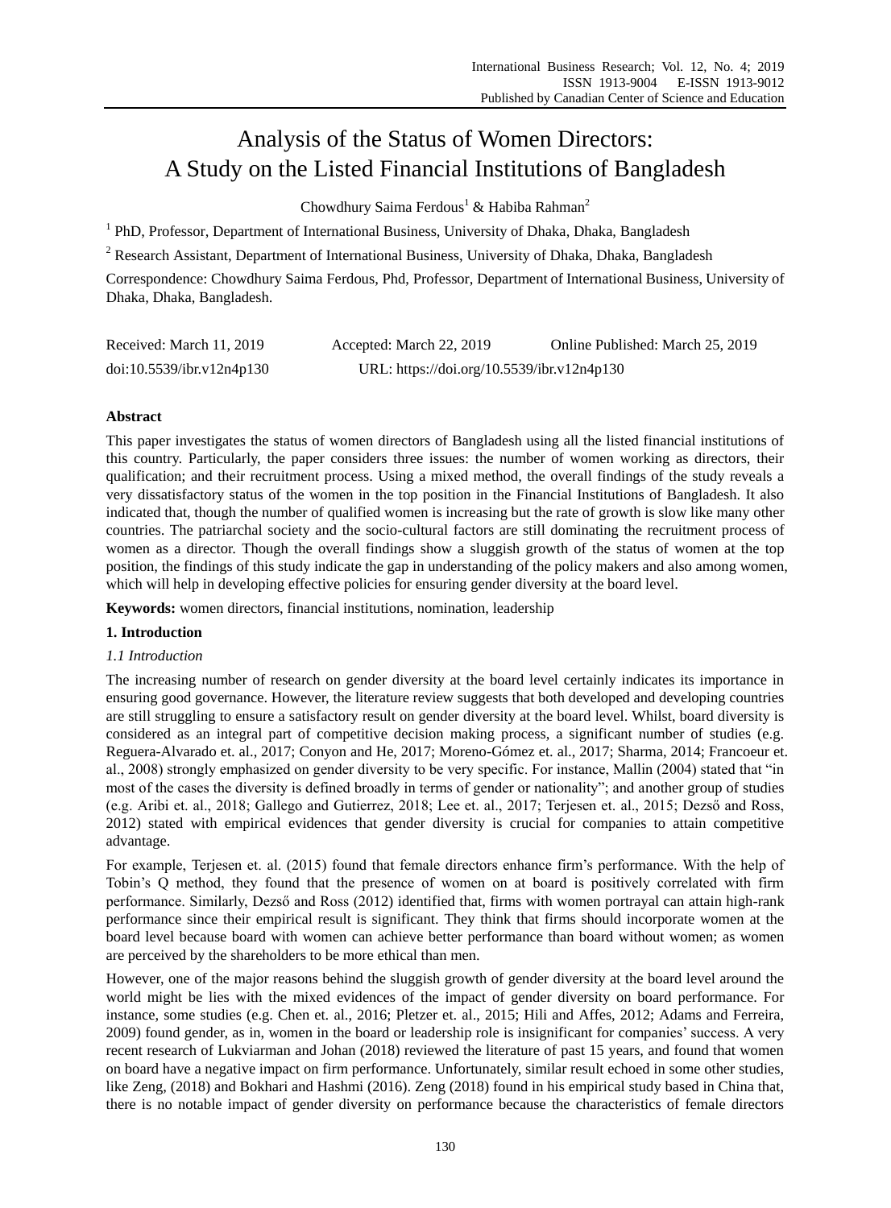# Analysis of the Status of Women Directors: A Study on the Listed Financial Institutions of Bangladesh

Chowdhury Saima Ferdous[1] & Habiba Rahman[2]

[1] PhD, Professor, Department of International Business, University of Dhaka, Dhaka, Bangladesh

[2] Research Assistant, Department of International Business, University of Dhaka, Dhaka, Bangladesh

Correspondence: Chowdhury Saima Ferdous, Phd, Professor, Department of International Business, University of Dhaka, Dhaka, Bangladesh.

Received: March 11, 2019 Accepted: March 22, 2019 Online Published: March 25, 2019

doi:10.5539/ibr.v12n4p130 URL: https://doi.org/10.5539/ibr.v12n4p130

**Abstract**

This paper investigates the status of women directors of Bangladesh using all the listed financial institutions of this country. Particularly, the paper considers three issues: the number of women working as directors, their qualification; and their recruitment process. Using a mixed method, the overall findings of the study reveals a very dissatisfactory status of the women in the top position in the Financial Institutions of Bangladesh. It also indicated that, though the number of qualified women is increasing but the rate of growth is slow like many other countries. The patriarchal society and the socio-cultural factors are still dominating the recruitment process of women as a director. Though the overall findings show a sluggish growth of the status of women at the top position, the findings of this study indicate the gap in understanding of the policy makers and also among women, which will help in developing effective policies for ensuring gender diversity at the board level.

**Keywords:** women directors, financial institutions, nomination, leadership

## 1. Introduction

### 1.1 Introduction

The increasing number of research on gender diversity at the board level certainly indicates its importance in ensuring good governance. However, the literature review suggests that both developed and developing countries are still struggling to ensure a satisfactory result on gender diversity at the board level. Whilst, board diversity is considered as an integral part of competitive decision making process, a significant number of studies (e.g. Reguera-Alvarado et. al., 2017; Conyon and He, 2017; Moreno-Gómez et. al., 2017; Sharma, 2014; Francoeur et. al., 2008) strongly emphasized on gender diversity to be very specific. For instance, Mallin (2004) stated that "in most of the cases the diversity is defined broadly in terms of gender or nationality"; and another group of studies (e.g. Aribi et. al., 2018; Gallego and Gutierrez, 2018; Lee et. al., 2017; Terjesen et. al., 2015; Dezső and Ross, 2012) stated with empirical evidences that gender diversity is crucial for companies to attain competitive advantage.

For example, Terjesen et. al. (2015) found that female directors enhance firm's performance. With the help of Tobin's Q method, they found that the presence of women on at board is positively correlated with firm performance. Similarly, Dezső and Ross (2012) identified that, firms with women portrayal can attain high-rank performance since their empirical result is significant. They think that firms should incorporate women at the board level because board with women can achieve better performance than board without women; as women are perceived by the shareholders to be more ethical than men.

However, one of the major reasons behind the sluggish growth of gender diversity at the board level around the world might be lies with the mixed evidences of the impact of gender diversity on board performance. For instance, some studies (e.g. Chen et. al., 2016; Pletzer et. al., 2015; Hili and Affes, 2012; Adams and Ferreira, 2009) found gender, as in, women in the board or leadership role is insignificant for companies' success. A very recent research of Lukviarman and Johan (2018) reviewed the literature of past 15 years, and found that women on board have a negative impact on firm performance. Unfortunately, similar result echoed in some other studies, like Zeng, (2018) and Bokhari and Hashmi (2016). Zeng (2018) found in his empirical study based in China that, there is no notable impact of gender diversity on performance because the characteristics of female directors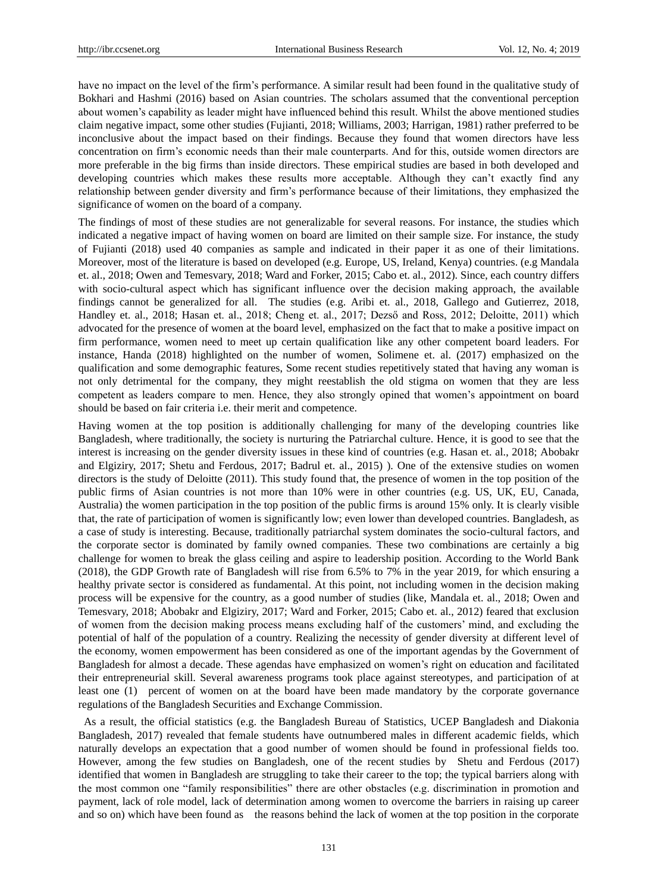have no impact on the level of the firm's performance. A similar result had been found in the qualitative study of Bokhari and Hashmi (2016) based on Asian countries. The scholars assumed that the conventional perception about women's capability as leader might have influenced behind this result. Whilst the above mentioned studies claim negative impact, some other studies (Fujianti, 2018; Williams, 2003; Harrigan, 1981) rather preferred to be inconclusive about the impact based on their findings. Because they found that women directors have less concentration on firm's economic needs than their male counterparts. And for this, outside women directors are more preferable in the big firms than inside directors. These empirical studies are based in both developed and developing countries which makes these results more acceptable. Although they can't exactly find any relationship between gender diversity and firm's performance because of their limitations, they emphasized the significance of women on the board of a company.

The findings of most of these studies are not generalizable for several reasons. For instance, the studies which indicated a negative impact of having women on board are limited on their sample size. For instance, the study of Fujianti (2018) used 40 companies as sample and indicated in their paper it as one of their limitations. Moreover, most of the literature is based on developed (e.g. Europe, US, Ireland, Kenya) countries. (e.g Mandala et. al., 2018; Owen and Temesvary, 2018; Ward and Forker, 2015; Cabo et. al., 2012). Since, each country differs with socio-cultural aspect which has significant influence over the decision making approach, the available findings cannot be generalized for all. The studies (e.g. Aribi et. al., 2018, Gallego and Gutierrez, 2018, Handley et. al., 2018; Hasan et. al., 2018; Cheng et. al., 2017; Dezső and Ross, 2012; Deloitte, 2011) which advocated for the presence of women at the board level, emphasized on the fact that to make a positive impact on firm performance, women need to meet up certain qualification like any other competent board leaders. For instance, Handa (2018) highlighted on the number of women, Solimene et. al. (2017) emphasized on the qualification and some demographic features, Some recent studies repetitively stated that having any woman is not only detrimental for the company, they might reestablish the old stigma on women that they are less competent as leaders compare to men. Hence, they also strongly opined that women's appointment on board should be based on fair criteria i.e. their merit and competence.

Having women at the top position is additionally challenging for many of the developing countries like Bangladesh, where traditionally, the society is nurturing the Patriarchal culture. Hence, it is good to see that the interest is increasing on the gender diversity issues in these kind of countries (e.g. Hasan et. al., 2018; Abobakr and Elgiziry, 2017; Shetu and Ferdous, 2017; Badrul et. al., 2015) ). One of the extensive studies on women directors is the study of Deloitte (2011). This study found that, the presence of women in the top position of the public firms of Asian countries is not more than 10% were in other countries (e.g. US, UK, EU, Canada, Australia) the women participation in the top position of the public firms is around 15% only. It is clearly visible that, the rate of participation of women is significantly low; even lower than developed countries. Bangladesh, as a case of study is interesting. Because, traditionally patriarchal system dominates the socio-cultural factors, and the corporate sector is dominated by family owned companies. These two combinations are certainly a big challenge for women to break the glass ceiling and aspire to leadership position. According to the World Bank (2018), the GDP Growth rate of Bangladesh will rise from 6.5% to 7% in the year 2019, for which ensuring a healthy private sector is considered as fundamental. At this point, not including women in the decision making process will be expensive for the country, as a good number of studies (like, Mandala et. al., 2018; Owen and Temesvary, 2018; Abobakr and Elgiziry, 2017; Ward and Forker, 2015; Cabo et. al., 2012) feared that exclusion of women from the decision making process means excluding half of the customers' mind, and excluding the potential of half of the population of a country. Realizing the necessity of gender diversity at different level of the economy, women empowerment has been considered as one of the important agendas by the Government of Bangladesh for almost a decade. These agendas have emphasized on women's right on education and facilitated their entrepreneurial skill. Several awareness programs took place against stereotypes, and participation of at least one (1) percent of women on at the board have been made mandatory by the corporate governance regulations of the Bangladesh Securities and Exchange Commission.

As a result, the official statistics (e.g. the Bangladesh Bureau of Statistics, UCEP Bangladesh and Diakonia Bangladesh, 2017) revealed that female students have outnumbered males in different academic fields, which naturally develops an expectation that a good number of women should be found in professional fields too. However, among the few studies on Bangladesh, one of the recent studies by Shetu and Ferdous (2017) identified that women in Bangladesh are struggling to take their career to the top; the typical barriers along with the most common one "family responsibilities" there are other obstacles (e.g. discrimination in promotion and payment, lack of role model, lack of determination among women to overcome the barriers in raising up career and so on) which have been found as the reasons behind the lack of women at the top position in the corporate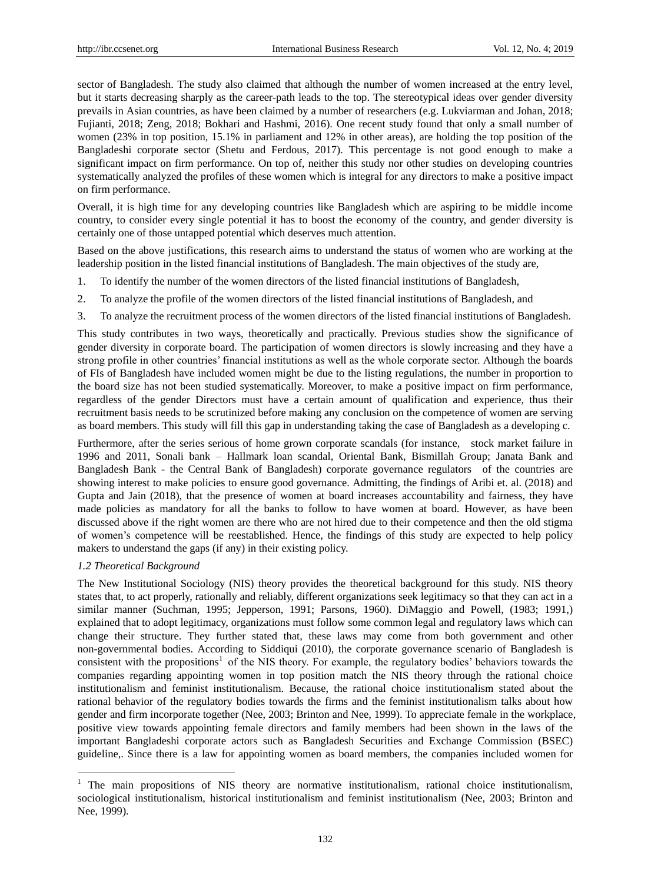sector of Bangladesh. The study also claimed that although the number of women increased at the entry level, but it starts decreasing sharply as the career-path leads to the top. The stereotypical ideas over gender diversity prevails in Asian countries, as have been claimed by a number of researchers (e.g. Lukviarman and Johan, 2018; Fujianti, 2018; Zeng, 2018; Bokhari and Hashmi, 2016). One recent study found that only a small number of women (23% in top position, 15.1% in parliament and 12% in other areas), are holding the top position of the Bangladeshi corporate sector (Shetu and Ferdous, 2017). This percentage is not good enough to make a significant impact on firm performance. On top of, neither this study nor other studies on developing countries systematically analyzed the profiles of these women which is integral for any directors to make a positive impact on firm performance.

Overall, it is high time for any developing countries like Bangladesh which are aspiring to be middle income country, to consider every single potential it has to boost the economy of the country, and gender diversity is certainly one of those untapped potential which deserves much attention.

Based on the above justifications, this research aims to understand the status of women who are working at the leadership position in the listed financial institutions of Bangladesh. The main objectives of the study are,

1. To identify the number of the women directors of the listed financial institutions of Bangladesh,
2. To analyze the profile of the women directors of the listed financial institutions of Bangladesh, and
3. To analyze the recruitment process of the women directors of the listed financial institutions of Bangladesh.

This study contributes in two ways, theoretically and practically. Previous studies show the significance of gender diversity in corporate board. The participation of women directors is slowly increasing and they have a strong profile in other countries' financial institutions as well as the whole corporate sector. Although the boards of FIs of Bangladesh have included women might be due to the listing regulations, the number in proportion to the board size has not been studied systematically. Moreover, to make a positive impact on firm performance, regardless of the gender Directors must have a certain amount of qualification and experience, thus their recruitment basis needs to be scrutinized before making any conclusion on the competence of women are serving as board members. This study will fill this gap in understanding taking the case of Bangladesh as a developing c.

Furthermore, after the series serious of home grown corporate scandals (for instance, stock market failure in 1996 and 2011, Sonali bank – Hallmark loan scandal, Oriental Bank, Bismillah Group; Janata Bank and Bangladesh Bank - the Central Bank of Bangladesh) corporate governance regulators of the countries are showing interest to make policies to ensure good governance. Admitting, the findings of Aribi et. al. (2018) and Gupta and Jain (2018), that the presence of women at board increases accountability and fairness, they have made policies as mandatory for all the banks to follow to have women at board. However, as have been discussed above if the right women are there who are not hired due to their competence and then the old stigma of women's competence will be reestablished. Hence, the findings of this study are expected to help policy makers to understand the gaps (if any) in their existing policy.

### *1.2 Theoretical Background*

The New Institutional Sociology (NIS) theory provides the theoretical background for this study. NIS theory states that, to act properly, rationally and reliably, different organizations seek legitimacy so that they can act in a similar manner (Suchman, 1995; Jepperson, 1991; Parsons, 1960). DiMaggio and Powell, (1983; 1991,) explained that to adopt legitimacy, organizations must follow some common legal and regulatory laws which can change their structure. They further stated that, these laws may come from both government and other non-governmental bodies. According to Siddiqui (2010), the corporate governance scenario of Bangladesh is consistent with the propositions[1] of the NIS theory. For example, the regulatory bodies' behaviors towards the companies regarding appointing women in top position match the NIS theory through the rational choice institutionalism and feminist institutionalism. Because, the rational choice institutionalism stated about the rational behavior of the regulatory bodies towards the firms and the feminist institutionalism talks about how gender and firm incorporate together (Nee, 2003; Brinton and Nee, 1999). To appreciate female in the workplace, positive view towards appointing female directors and family members had been shown in the laws of the important Bangladeshi corporate actors such as Bangladesh Securities and Exchange Commission (BSEC) guideline,. Since there is a law for appointing women as board members, the companies included women for

[1] The main propositions of NIS theory are normative institutionalism, rational choice institutionalism, sociological institutionalism, historical institutionalism and feminist institutionalism (Nee, 2003; Brinton and Nee, 1999).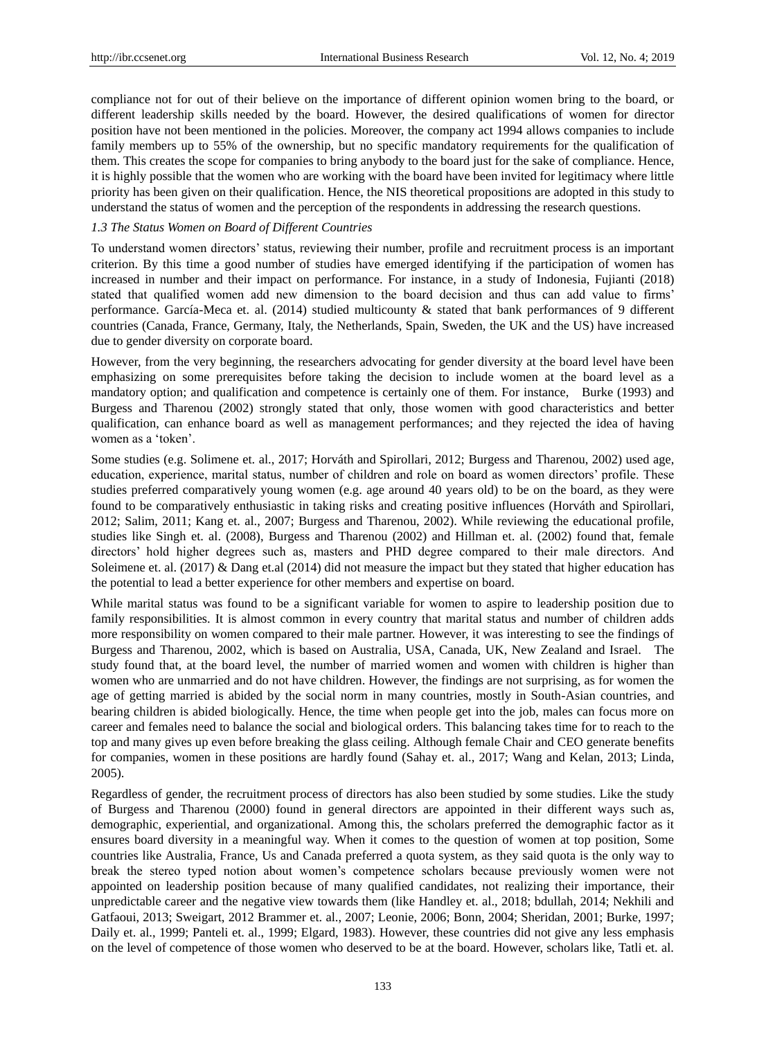compliance not for out of their believe on the importance of different opinion women bring to the board, or different leadership skills needed by the board. However, the desired qualifications of women for director position have not been mentioned in the policies. Moreover, the company act 1994 allows companies to include family members up to 55% of the ownership, but no specific mandatory requirements for the qualification of them. This creates the scope for companies to bring anybody to the board just for the sake of compliance. Hence, it is highly possible that the women who are working with the board have been invited for legitimacy where little priority has been given on their qualification. Hence, the NIS theoretical propositions are adopted in this study to understand the status of women and the perception of the respondents in addressing the research questions.

### *1.3 The Status Women on Board of Different Countries*

To understand women directors' status, reviewing their number, profile and recruitment process is an important criterion. By this time a good number of studies have emerged identifying if the participation of women has increased in number and their impact on performance. For instance, in a study of Indonesia, Fujianti (2018) stated that qualified women add new dimension to the board decision and thus can add value to firms' performance. García-Meca et. al. (2014) studied multicounty & stated that bank performances of 9 different countries (Canada, France, Germany, Italy, the Netherlands, Spain, Sweden, the UK and the US) have increased due to gender diversity on corporate board.

However, from the very beginning, the researchers advocating for gender diversity at the board level have been emphasizing on some prerequisites before taking the decision to include women at the board level as a mandatory option; and qualification and competence is certainly one of them. For instance, Burke (1993) and Burgess and Tharenou (2002) strongly stated that only, those women with good characteristics and better qualification, can enhance board as well as management performances; and they rejected the idea of having women as a 'token'.

Some studies (e.g. Solimene et. al., 2017; Horváth and Spirollari, 2012; Burgess and Tharenou, 2002) used age, education, experience, marital status, number of children and role on board as women directors' profile. These studies preferred comparatively young women (e.g. age around 40 years old) to be on the board, as they were found to be comparatively enthusiastic in taking risks and creating positive influences (Horváth and Spirollari, 2012; Salim, 2011; Kang et. al., 2007; Burgess and Tharenou, 2002). While reviewing the educational profile, studies like Singh et. al. (2008), Burgess and Tharenou (2002) and Hillman et. al. (2002) found that, female directors' hold higher degrees such as, masters and PHD degree compared to their male directors. And Soleimene et. al. (2017) & Dang et.al (2014) did not measure the impact but they stated that higher education has the potential to lead a better experience for other members and expertise on board.

While marital status was found to be a significant variable for women to aspire to leadership position due to family responsibilities. It is almost common in every country that marital status and number of children adds more responsibility on women compared to their male partner. However, it was interesting to see the findings of Burgess and Tharenou, 2002, which is based on Australia, USA, Canada, UK, New Zealand and Israel. The study found that, at the board level, the number of married women and women with children is higher than women who are unmarried and do not have children. However, the findings are not surprising, as for women the age of getting married is abided by the social norm in many countries, mostly in South-Asian countries, and bearing children is abided biologically. Hence, the time when people get into the job, males can focus more on career and females need to balance the social and biological orders. This balancing takes time for to reach to the top and many gives up even before breaking the glass ceiling. Although female Chair and CEO generate benefits for companies, women in these positions are hardly found (Sahay et. al., 2017; Wang and Kelan, 2013; Linda, 2005).

Regardless of gender, the recruitment process of directors has also been studied by some studies. Like the study of Burgess and Tharenou (2000) found in general directors are appointed in their different ways such as, demographic, experiential, and organizational. Among this, the scholars preferred the demographic factor as it ensures board diversity in a meaningful way. When it comes to the question of women at top position, Some countries like Australia, France, Us and Canada preferred a quota system, as they said quota is the only way to break the stereo typed notion about women's competence scholars because previously women were not appointed on leadership position because of many qualified candidates, not realizing their importance, their unpredictable career and the negative view towards them (like Handley et. al., 2018; bdullah, 2014; Nekhili and Gatfaoui, 2013; Sweigart, 2012 Brammer et. al., 2007; Leonie, 2006; Bonn, 2004; Sheridan, 2001; Burke, 1997; Daily et. al., 1999; Panteli et. al., 1999; Elgard, 1983). However, these countries did not give any less emphasis on the level of competence of those women who deserved to be at the board. However, scholars like, Tatli et. al.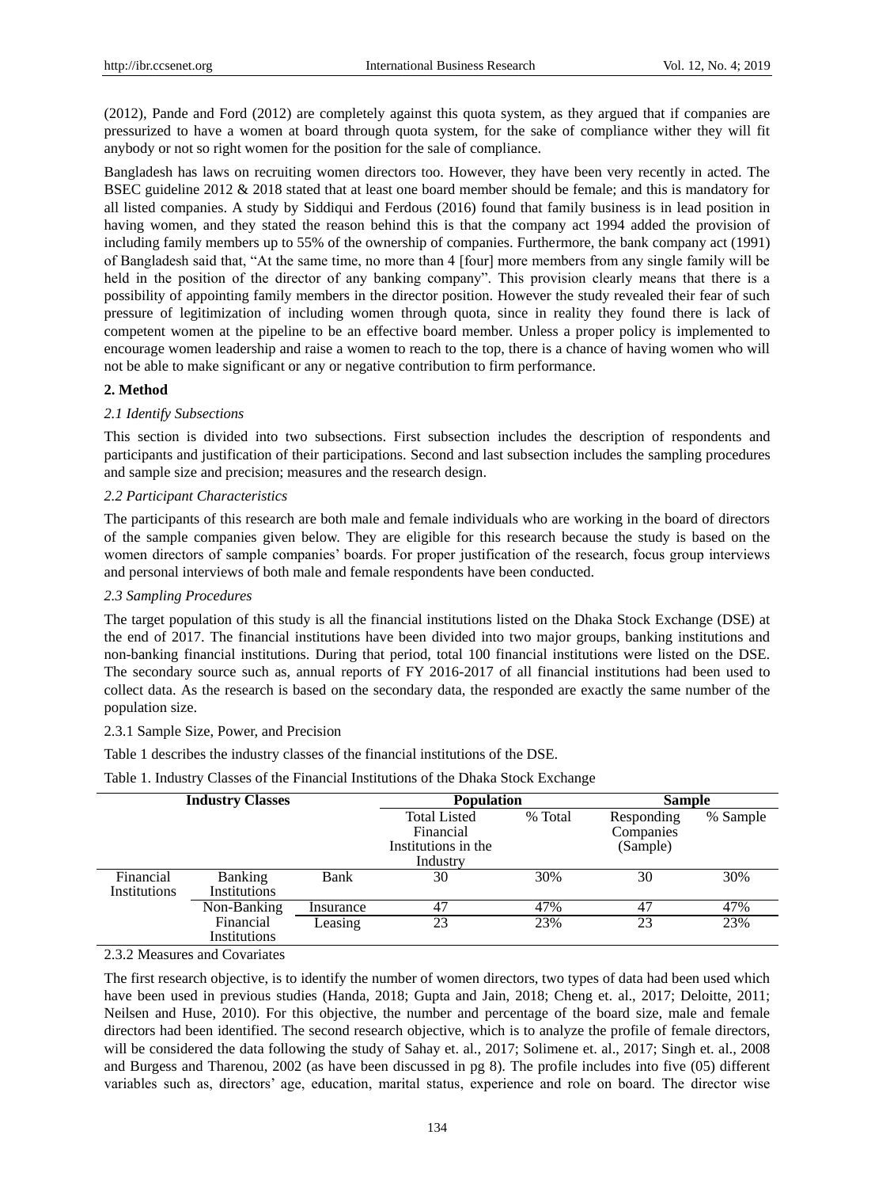(2012), Pande and Ford (2012) are completely against this quota system, as they argued that if companies are pressurized to have a women at board through quota system, for the sake of compliance wither they will fit anybody or not so right women for the position for the sale of compliance.

Bangladesh has laws on recruiting women directors too. However, they have been very recently in acted. The BSEC guideline 2012 & 2018 stated that at least one board member should be female; and this is mandatory for all listed companies. A study by Siddiqui and Ferdous (2016) found that family business is in lead position in having women, and they stated the reason behind this is that the company act 1994 added the provision of including family members up to 55% of the ownership of companies. Furthermore, the bank company act (1991) of Bangladesh said that, "At the same time, no more than 4 [four] more members from any single family will be held in the position of the director of any banking company". This provision clearly means that there is a possibility of appointing family members in the director position. However the study revealed their fear of such pressure of legitimization of including women through quota, since in reality they found there is lack of competent women at the pipeline to be an effective board member. Unless a proper policy is implemented to encourage women leadership and raise a women to reach to the top, there is a chance of having women who will not be able to make significant or any or negative contribution to firm performance.

## 2. Method

### *2.1 Identify Subsections*

This section is divided into two subsections. First subsection includes the description of respondents and participants and justification of their participations. Second and last subsection includes the sampling procedures and sample size and precision; measures and the research design.

### *2.2 Participant Characteristics*

The participants of this research are both male and female individuals who are working in the board of directors of the sample companies given below. They are eligible for this research because the study is based on the women directors of sample companies' boards. For proper justification of the research, focus group interviews and personal interviews of both male and female respondents have been conducted.

### *2.3 Sampling Procedures*

The target population of this study is all the financial institutions listed on the Dhaka Stock Exchange (DSE) at the end of 2017. The financial institutions have been divided into two major groups, banking institutions and non-banking financial institutions. During that period, total 100 financial institutions were listed on the DSE. The secondary source such as, annual reports of FY 2016-2017 of all financial institutions had been used to collect data. As the research is based on the secondary data, the responded are exactly the same number of the population size.

#### 2.3.1 Sample Size, Power, and Precision

Table 1 describes the industry classes of the financial institutions of the DSE.

Table 1. Industry Classes of the Financial Institutions of the Dhaka Stock Exchange

| Industry Classes | | | Population | | Sample | |
|---|---|---|---|---|---|---|
| | | | Total Listed Financial Institutions in the Industry | % Total | Responding Companies (Sample) | % Sample |
| Financial Institutions | Banking Institutions | Bank | 30 | 30% | 30 | 30% |
| | Non-Banking Financial Institutions | Insurance | 47 | 47% | 47 | 47% |
| | | Leasing | 23 | 23% | 23 | 23% |

#### 2.3.2 Measures and Covariates

The first research objective, is to identify the number of women directors, two types of data had been used which have been used in previous studies (Handa, 2018; Gupta and Jain, 2018; Cheng et. al., 2017; Deloitte, 2011; Neilsen and Huse, 2010). For this objective, the number and percentage of the board size, male and female directors had been identified. The second research objective, which is to analyze the profile of female directors, will be considered the data following the study of Sahay et. al., 2017; Solimene et. al., 2017; Singh et. al., 2008 and Burgess and Tharenou, 2002 (as have been discussed in pg 8). The profile includes into five (05) different variables such as, directors' age, education, marital status, experience and role on board. The director wise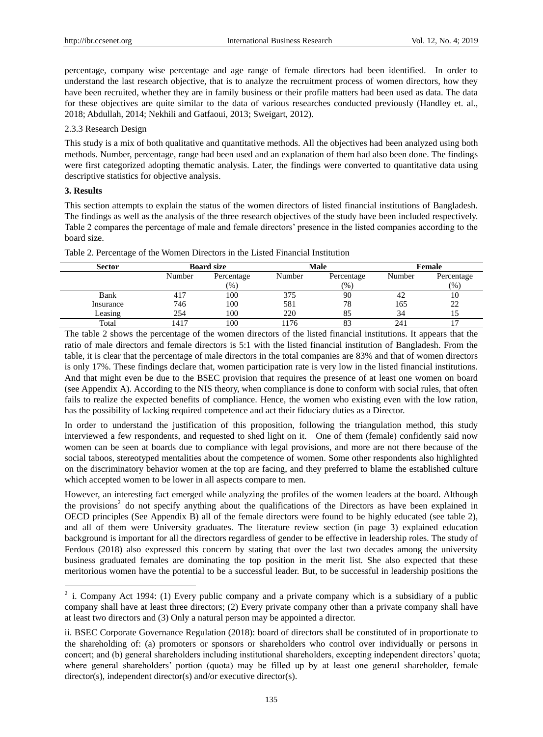percentage, company wise percentage and age range of female directors had been identified. In order to understand the last research objective, that is to analyze the recruitment process of women directors, how they have been recruited, whether they are in family business or their profile matters had been used as data. The data for these objectives are quite similar to the data of various researches conducted previously (Handley et. al., 2018; Abdullah, 2014; Nekhili and Gatfaoui, 2013; Sweigart, 2012).

2.3.3 Research Design

This study is a mix of both qualitative and quantitative methods. All the objectives had been analyzed using both methods. Number, percentage, range had been used and an explanation of them had also been done. The findings were first categorized adopting thematic analysis. Later, the findings were converted to quantitative data using descriptive statistics for objective analysis.

## 3. Results

This section attempts to explain the status of the women directors of listed financial institutions of Bangladesh. The findings as well as the analysis of the three research objectives of the study have been included respectively. Table 2 compares the percentage of male and female directors' presence in the listed companies according to the board size.

Table 2. Percentage of the Women Directors in the Listed Financial Institution

| Sector | Board size | | Male | | Female | |
|---|---|---|---|---|---|---|
| | Number | Percentage (%) | Number | Percentage (%) | Number | Percentage (%) |
| Bank | 417 | 100 | 375 | 90 | 42 | 10 |
| Insurance | 746 | 100 | 581 | 78 | 165 | 22 |
| Leasing | 254 | 100 | 220 | 85 | 34 | 15 |
| Total | 1417 | 100 | 1176 | 83 | 241 | 17 |

The table 2 shows the percentage of the women directors of the listed financial institutions. It appears that the ratio of male directors and female directors is 5:1 with the listed financial institution of Bangladesh. From the table, it is clear that the percentage of male directors in the total companies are 83% and that of women directors is only 17%. These findings declare that, women participation rate is very low in the listed financial institutions. And that might even be due to the BSEC provision that requires the presence of at least one women on board (see Appendix A). According to the NIS theory, when compliance is done to conform with social rules, that often fails to realize the expected benefits of compliance. Hence, the women who existing even with the low ration, has the possibility of lacking required competence and act their fiduciary duties as a Director.

In order to understand the justification of this proposition, following the triangulation method, this study interviewed a few respondents, and requested to shed light on it. One of them (female) confidently said now women can be seen at boards due to compliance with legal provisions, and more are not there because of the social taboos, stereotyped mentalities about the competence of women. Some other respondents also highlighted on the discriminatory behavior women at the top are facing, and they preferred to blame the established culture which accepted women to be lower in all aspects compare to men.

However, an interesting fact emerged while analyzing the profiles of the women leaders at the board. Although the provisions[2] do not specify anything about the qualifications of the Directors as have been explained in OECD principles (See Appendix B) all of the female directors were found to be highly educated (see table 2), and all of them were University graduates. The literature review section (in page 3) explained education background is important for all the directors regardless of gender to be effective in leadership roles. The study of Ferdous (2018) also expressed this concern by stating that over the last two decades among the university business graduated females are dominating the top position in the merit list. She also expected that these meritorious women have the potential to be a successful leader. But, to be successful in leadership positions the

---

[2] i. Company Act 1994: (1) Every public company and a private company which is a subsidiary of a public company shall have at least three directors; (2) Every private company other than a private company shall have at least two directors and (3) Only a natural person may be appointed a director.

ii. BSEC Corporate Governance Regulation (2018): board of directors shall be constituted of in proportionate to the shareholding of: (a) promoters or sponsors or shareholders who control over individually or persons in concert; and (b) general shareholders including institutional shareholders, excepting independent directors' quota; where general shareholders' portion (quota) may be filled up by at least one general shareholder, female director(s), independent director(s) and/or executive director(s).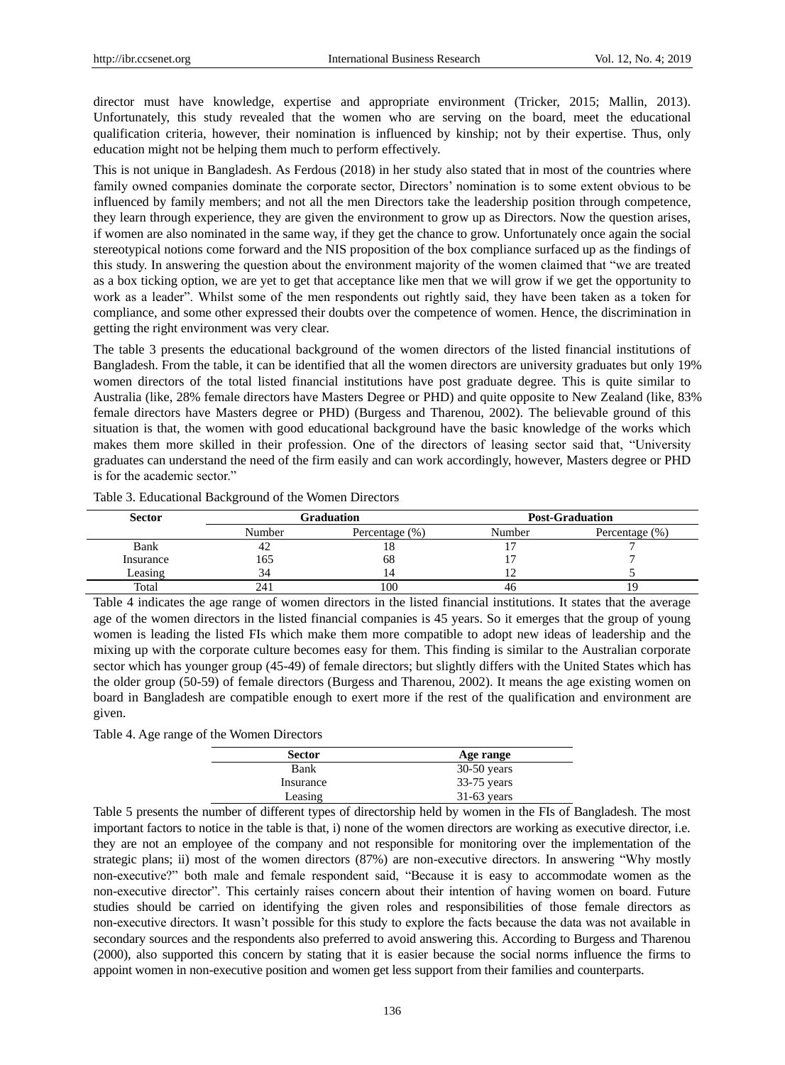director must have knowledge, expertise and appropriate environment (Tricker, 2015; Mallin, 2013). Unfortunately, this study revealed that the women who are serving on the board, meet the educational qualification criteria, however, their nomination is influenced by kinship; not by their expertise. Thus, only education might not be helping them much to perform effectively.

This is not unique in Bangladesh. As Ferdous (2018) in her study also stated that in most of the countries where family owned companies dominate the corporate sector, Directors' nomination is to some extent obvious to be influenced by family members; and not all the men Directors take the leadership position through competence, they learn through experience, they are given the environment to grow up as Directors. Now the question arises, if women are also nominated in the same way, if they get the chance to grow. Unfortunately once again the social stereotypical notions come forward and the NIS proposition of the box compliance surfaced up as the findings of this study. In answering the question about the environment majority of the women claimed that "we are treated as a box ticking option, we are yet to get that acceptance like men that we will grow if we get the opportunity to work as a leader". Whilst some of the men respondents out rightly said, they have been taken as a token for compliance, and some other expressed their doubts over the competence of women. Hence, the discrimination in getting the right environment was very clear.

The table 3 presents the educational background of the women directors of the listed financial institutions of Bangladesh. From the table, it can be identified that all the women directors are university graduates but only 19% women directors of the total listed financial institutions have post graduate degree. This is quite similar to Australia (like, 28% female directors have Masters Degree or PHD) and quite opposite to New Zealand (like, 83% female directors have Masters degree or PHD) (Burgess and Tharenou, 2002). The believable ground of this situation is that, the women with good educational background have the basic knowledge of the works which makes them more skilled in their profession. One of the directors of leasing sector said that, "University graduates can understand the need of the firm easily and can work accordingly, however, Masters degree or PHD is for the academic sector."

Table 3. Educational Background of the Women Directors

| Sector | Graduation | | Post-Graduation | |
|---|---|---|---|---|
| | Number | Percentage (%) | Number | Percentage (%) |
| Bank | 42 | 18 | 17 | 7 |
| Insurance | 165 | 68 | 17 | 7 |
| Leasing | 34 | 14 | 12 | 5 |
| Total | 241 | 100 | 46 | 19 |

Table 4 indicates the age range of women directors in the listed financial institutions. It states that the average age of the women directors in the listed financial companies is 45 years. So it emerges that the group of young women is leading the listed FIs which make them more compatible to adopt new ideas of leadership and the mixing up with the corporate culture becomes easy for them. This finding is similar to the Australian corporate sector which has younger group (45-49) of female directors; but slightly differs with the United States which has the older group (50-59) of female directors (Burgess and Tharenou, 2002). It means the age existing women on board in Bangladesh are compatible enough to exert more if the rest of the qualification and environment are given.

Table 4. Age range of the Women Directors

| Sector | Age range |
|---|---|
| Bank | 30-50 years |
| Insurance | 33-75 years |
| Leasing | 31-63 years |

Table 5 presents the number of different types of directorship held by women in the FIs of Bangladesh. The most important factors to notice in the table is that, i) none of the women directors are working as executive director, i.e. they are not an employee of the company and not responsible for monitoring over the implementation of the strategic plans; ii) most of the women directors (87%) are non-executive directors. In answering "Why mostly non-executive?" both male and female respondent said, "Because it is easy to accommodate women as the non-executive director". This certainly raises concern about their intention of having women on board. Future studies should be carried on identifying the given roles and responsibilities of those female directors as non-executive directors. It wasn't possible for this study to explore the facts because the data was not available in secondary sources and the respondents also preferred to avoid answering this. According to Burgess and Tharenou (2000), also supported this concern by stating that it is easier because the social norms influence the firms to appoint women in non-executive position and women get less support from their families and counterparts.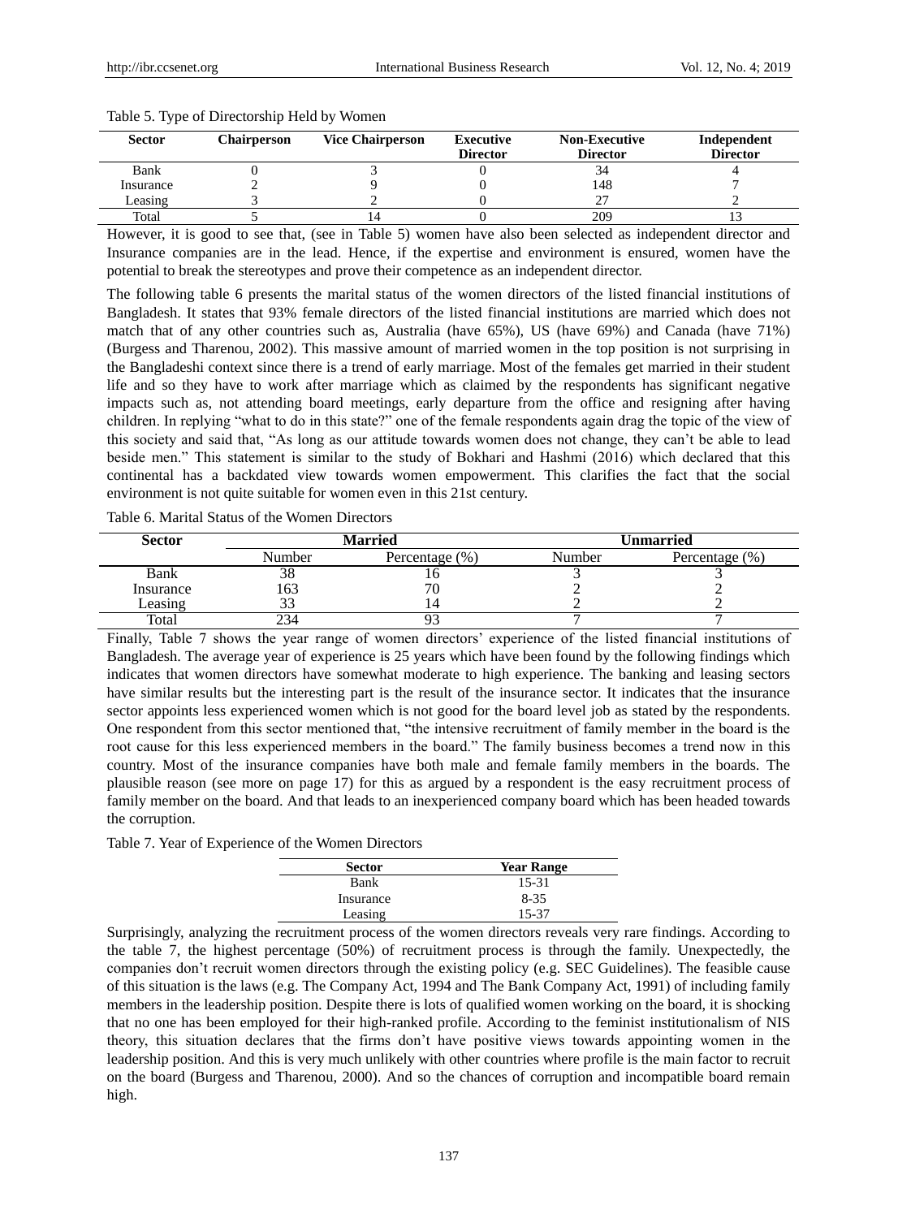Table 5. Type of Directorship Held by Women

| Sector | Chairperson | Vice Chairperson | Executive Director | Non-Executive Director | Independent Director |
|---|---|---|---|---|---|
| Bank | 0 | 3 | 0 | 34 | 4 |
| Insurance | 2 | 9 | 0 | 148 | 7 |
| Leasing | 3 | 2 | 0 | 27 | 2 |
| Total | 5 | 14 | 0 | 209 | 13 |

However, it is good to see that, (see in Table 5) women have also been selected as independent director and Insurance companies are in the lead. Hence, if the expertise and environment is ensured, women have the potential to break the stereotypes and prove their competence as an independent director.

The following table 6 presents the marital status of the women directors of the listed financial institutions of Bangladesh. It states that 93% female directors of the listed financial institutions are married which does not match that of any other countries such as, Australia (have 65%), US (have 69%) and Canada (have 71%) (Burgess and Tharenou, 2002). This massive amount of married women in the top position is not surprising in the Bangladeshi context since there is a trend of early marriage. Most of the females get married in their student life and so they have to work after marriage which as claimed by the respondents has significant negative impacts such as, not attending board meetings, early departure from the office and resigning after having children. In replying "what to do in this state?" one of the female respondents again drag the topic of the view of this society and said that, "As long as our attitude towards women does not change, they can't be able to lead beside men." This statement is similar to the study of Bokhari and Hashmi (2016) which declared that this continental has a backdated view towards women empowerment. This clarifies the fact that the social environment is not quite suitable for women even in this 21st century.

Table 6. Marital Status of the Women Directors

| Sector | Married | | Unmarried | |
|---|---|---|---|---|
| | Number | Percentage (%) | Number | Percentage (%) |
| Bank | 38 | 16 | 3 | 3 |
| Insurance | 163 | 70 | 2 | 2 |
| Leasing | 33 | 14 | 2 | 2 |
| Total | 234 | 93 | 7 | 7 |

Finally, Table 7 shows the year range of women directors' experience of the listed financial institutions of Bangladesh. The average year of experience is 25 years which have been found by the following findings which indicates that women directors have somewhat moderate to high experience. The banking and leasing sectors have similar results but the interesting part is the result of the insurance sector. It indicates that the insurance sector appoints less experienced women which is not good for the board level job as stated by the respondents. One respondent from this sector mentioned that, "the intensive recruitment of family member in the board is the root cause for this less experienced members in the board." The family business becomes a trend now in this country. Most of the insurance companies have both male and female family members in the boards. The plausible reason (see more on page 17) for this as argued by a respondent is the easy recruitment process of family member on the board. And that leads to an inexperienced company board which has been headed towards the corruption.

Table 7. Year of Experience of the Women Directors

| Sector | Year Range |
|---|---|
| Bank | 15-31 |
| Insurance | 8-35 |
| Leasing | 15-37 |

Surprisingly, analyzing the recruitment process of the women directors reveals very rare findings. According to the table 7, the highest percentage (50%) of recruitment process is through the family. Unexpectedly, the companies don't recruit women directors through the existing policy (e.g. SEC Guidelines). The feasible cause of this situation is the laws (e.g. The Company Act, 1994 and The Bank Company Act, 1991) of including family members in the leadership position. Despite there is lots of qualified women working on the board, it is shocking that no one has been employed for their high-ranked profile. According to the feminist institutionalism of NIS theory, this situation declares that the firms don't have positive views towards appointing women in the leadership position. And this is very much unlikely with other countries where profile is the main factor to recruit on the board (Burgess and Tharenou, 2000). And so the chances of corruption and incompatible board remain high.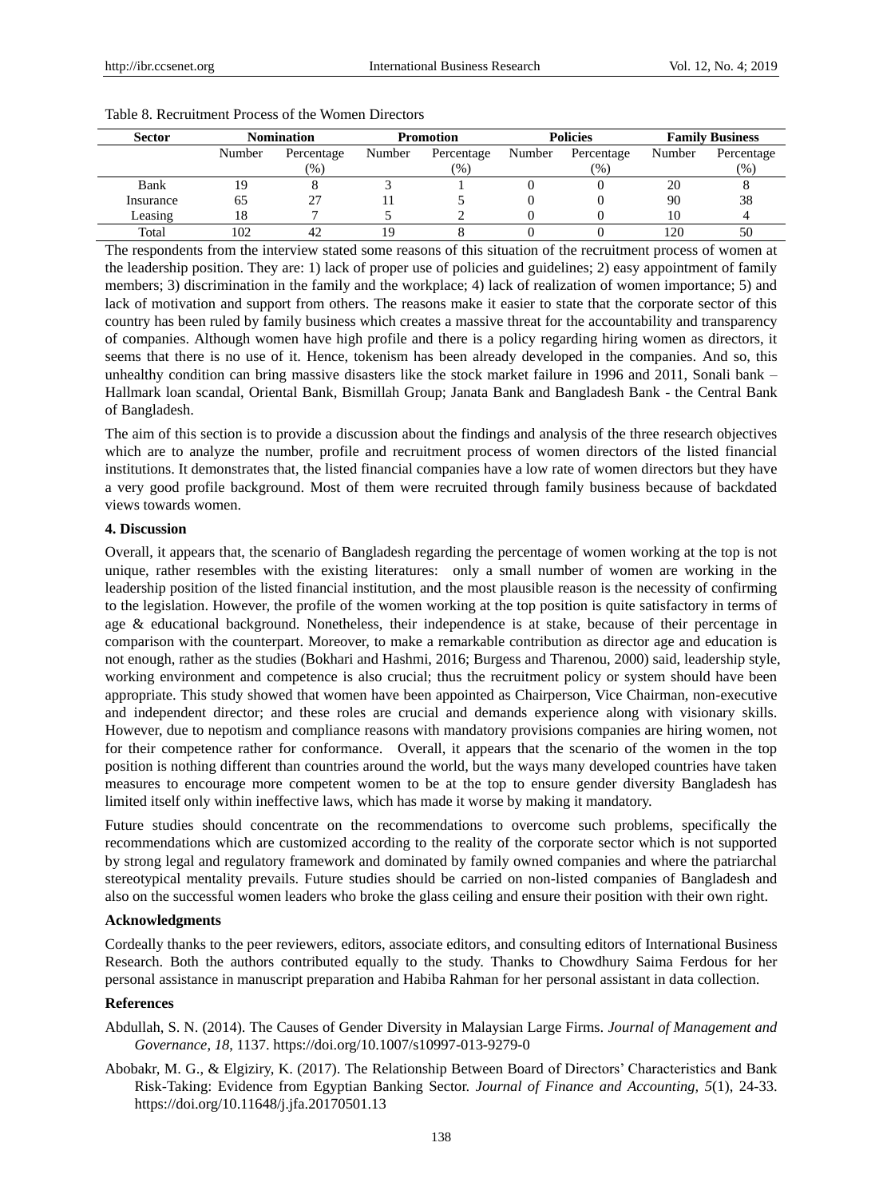Table 8. Recruitment Process of the Women Directors

| Sector | Nomination | | Promotion | | Policies | | Family Business | |
|---|---|---|---|---|---|---|---|---|
| | Number | Percentage (%) | Number | Percentage (%) | Number | Percentage (%) | Number | Percentage (%) |
| Bank | 19 | 8 | 3 | 1 | 0 | 0 | 20 | 8 |
| Insurance | 65 | 27 | 11 | 5 | 0 | 0 | 90 | 38 |
| Leasing | 18 | 7 | 5 | 2 | 0 | 0 | 10 | 4 |
| Total | 102 | 42 | 19 | 8 | 0 | 0 | 120 | 50 |

The respondents from the interview stated some reasons of this situation of the recruitment process of women at the leadership position. They are: 1) lack of proper use of policies and guidelines; 2) easy appointment of family members; 3) discrimination in the family and the workplace; 4) lack of realization of women importance; 5) and lack of motivation and support from others. The reasons make it easier to state that the corporate sector of this country has been ruled by family business which creates a massive threat for the accountability and transparency of companies. Although women have high profile and there is a policy regarding hiring women as directors, it seems that there is no use of it. Hence, tokenism has been already developed in the companies. And so, this unhealthy condition can bring massive disasters like the stock market failure in 1996 and 2011, Sonali bank – Hallmark loan scandal, Oriental Bank, Bismillah Group; Janata Bank and Bangladesh Bank - the Central Bank of Bangladesh.

The aim of this section is to provide a discussion about the findings and analysis of the three research objectives which are to analyze the number, profile and recruitment process of women directors of the listed financial institutions. It demonstrates that, the listed financial companies have a low rate of women directors but they have a very good profile background. Most of them were recruited through family business because of backdated views towards women.

## 4. Discussion

Overall, it appears that, the scenario of Bangladesh regarding the percentage of women working at the top is not unique, rather resembles with the existing literatures: only a small number of women are working in the leadership position of the listed financial institution, and the most plausible reason is the necessity of confirming to the legislation. However, the profile of the women working at the top position is quite satisfactory in terms of age & educational background. Nonetheless, their independence is at stake, because of their percentage in comparison with the counterpart. Moreover, to make a remarkable contribution as director age and education is not enough, rather as the studies (Bokhari and Hashmi, 2016; Burgess and Tharenou, 2000) said, leadership style, working environment and competence is also crucial; thus the recruitment policy or system should have been appropriate. This study showed that women have been appointed as Chairperson, Vice Chairman, non-executive and independent director; and these roles are crucial and demands experience along with visionary skills. However, due to nepotism and compliance reasons with mandatory provisions companies are hiring women, not for their competence rather for conformance. Overall, it appears that the scenario of the women in the top position is nothing different than countries around the world, but the ways many developed countries have taken measures to encourage more competent women to be at the top to ensure gender diversity Bangladesh has limited itself only within ineffective laws, which has made it worse by making it mandatory.

Future studies should concentrate on the recommendations to overcome such problems, specifically the recommendations which are customized according to the reality of the corporate sector which is not supported by strong legal and regulatory framework and dominated by family owned companies and where the patriarchal stereotypical mentality prevails. Future studies should be carried on non-listed companies of Bangladesh and also on the successful women leaders who broke the glass ceiling and ensure their position with their own right.

## Acknowledgments

Cordeally thanks to the peer reviewers, editors, associate editors, and consulting editors of International Business Research. Both the authors contributed equally to the study. Thanks to Chowdhury Saima Ferdous for her personal assistance in manuscript preparation and Habiba Rahman for her personal assistant in data collection.

## References

Abdullah, S. N. (2014). The Causes of Gender Diversity in Malaysian Large Firms. *Journal of Management and Governance, 18*, 1137. https://doi.org/10.1007/s10997-013-9279-0

Abobakr, M. G., & Elgiziry, K. (2017). The Relationship Between Board of Directors' Characteristics and Bank Risk-Taking: Evidence from Egyptian Banking Sector. *Journal of Finance and Accounting, 5*(1), 24-33. https://doi.org/10.11648/j.jfa.20170501.13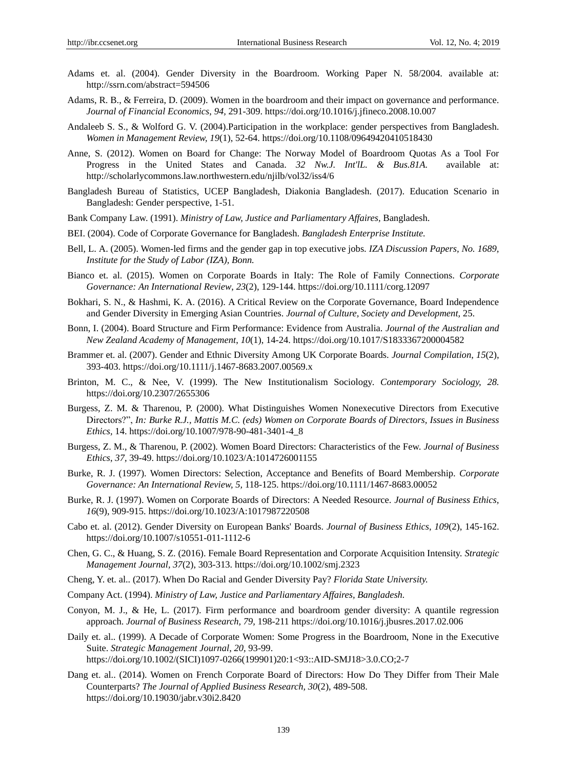Adams et. al. (2004). Gender Diversity in the Boardroom. Working Paper N. 58/2004. available at: http://ssrn.com/abstract=594506

Adams, R. B., & Ferreira, D. (2009). Women in the boardroom and their impact on governance and performance. *Journal of Financial Economics*, *94*, 291-309. https://doi.org/10.1016/j.jfineco.2008.10.007

Andaleeb S. S., & Wolford G. V. (2004).Participation in the workplace: gender perspectives from Bangladesh. *Women in Management Review, 19*(1), 52-64. https://doi.org/10.1108/09649420410518430

Anne, S. (2012). Women on Board for Change: The Norway Model of Boardroom Quotas As a Tool For Progress in the United States and Canada. *32 Nw.J. Int'lL. & Bus.81A.* available at: http://scholarlycommons.law.northwestern.edu/njilb/vol32/iss4/6

Bangladesh Bureau of Statistics, UCEP Bangladesh, Diakonia Bangladesh. (2017). Education Scenario in Bangladesh: Gender perspective, 1-51.

Bank Company Law. (1991). *Ministry of Law, Justice and Parliamentary Affaires*, Bangladesh.

BEI. (2004). Code of Corporate Governance for Bangladesh. *Bangladesh Enterprise Institute.*

Bell, L. A. (2005). Women-led firms and the gender gap in top executive jobs. *IZA Discussion Papers, No. 1689, Institute for the Study of Labor (IZA), Bonn.*

Bianco et. al. (2015). Women on Corporate Boards in Italy: The Role of Family Connections. *Corporate Governance: An International Review*, *23*(2), 129-144. https://doi.org/10.1111/corg.12097

Bokhari, S. N., & Hashmi, K. A. (2016). A Critical Review on the Corporate Governance, Board Independence and Gender Diversity in Emerging Asian Countries. *Journal of Culture, Society and Development,* 25.

Bonn, I. (2004). Board Structure and Firm Performance: Evidence from Australia. *Journal of the Australian and New Zealand Academy of Management, 10*(1), 14-24. https://doi.org/10.1017/S1833367200004582

Brammer et. al. (2007). Gender and Ethnic Diversity Among UK Corporate Boards. *Journal Compilation*, *15*(2), 393-403. https://doi.org/10.1111/j.1467-8683.2007.00569.x

Brinton, M. C., & Nee, V. (1999). The New Institutionalism Sociology. *Contemporary Sociology, 28.* https://doi.org/10.2307/2655306

Burgess, Z. M. & Tharenou, P. (2000). What Distinguishes Women Nonexecutive Directors from Executive Directors?", *In: Burke R.J., Mattis M.C. (eds) Women on Corporate Boards of Directors, Issues in Business Ethics*, 14. https://doi.org/10.1007/978-90-481-3401-4_8

Burgess, Z. M., & Tharenou, P. (2002). Women Board Directors: Characteristics of the Few. *Journal of Business Ethics*, *37*, 39-49. https://doi.org/10.1023/A:1014726001155

Burke, R. J. (1997). Women Directors: Selection, Acceptance and Benefits of Board Membership. *Corporate Governance: An International Review, 5*, 118-125. https://doi.org/10.1111/1467-8683.00052

Burke, R. J. (1997). Women on Corporate Boards of Directors: A Needed Resource. *Journal of Business Ethics, 16*(9), 909-915. https://doi.org/10.1023/A:1017987220508

Cabo et. al. (2012). Gender Diversity on European Banks' Boards. *Journal of Business Ethics*, *109*(2), 145-162. https://doi.org/10.1007/s10551-011-1112-6

Chen, G. C., & Huang, S. Z. (2016). Female Board Representation and Corporate Acquisition Intensity. *Strategic Management Journal, 37*(2), 303-313. https://doi.org/10.1002/smj.2323

Cheng, Y. et. al.. (2017). When Do Racial and Gender Diversity Pay? *Florida State University.*

Company Act. (1994). *Ministry of Law, Justice and Parliamentary Affaires, Bangladesh.*

Conyon, M. J., & He, L. (2017). Firm performance and boardroom gender diversity: A quantile regression approach. *Journal of Business Research, 79,* 198-211 https://doi.org/10.1016/j.jbusres.2017.02.006

Daily et. al.. (1999). A Decade of Corporate Women: Some Progress in the Boardroom, None in the Executive Suite. *Strategic Management Journal, 20,* 93-99. https://doi.org/10.1002/(SICI)1097-0266(199901)20:1<93::AID-SMJ18>3.0.CO;2-7

Dang et. al.. (2014). Women on French Corporate Board of Directors: How Do They Differ from Their Male Counterparts? *The Journal of Applied Business Research, 30*(2), 489-508. https://doi.org/10.19030/jabr.v30i2.8420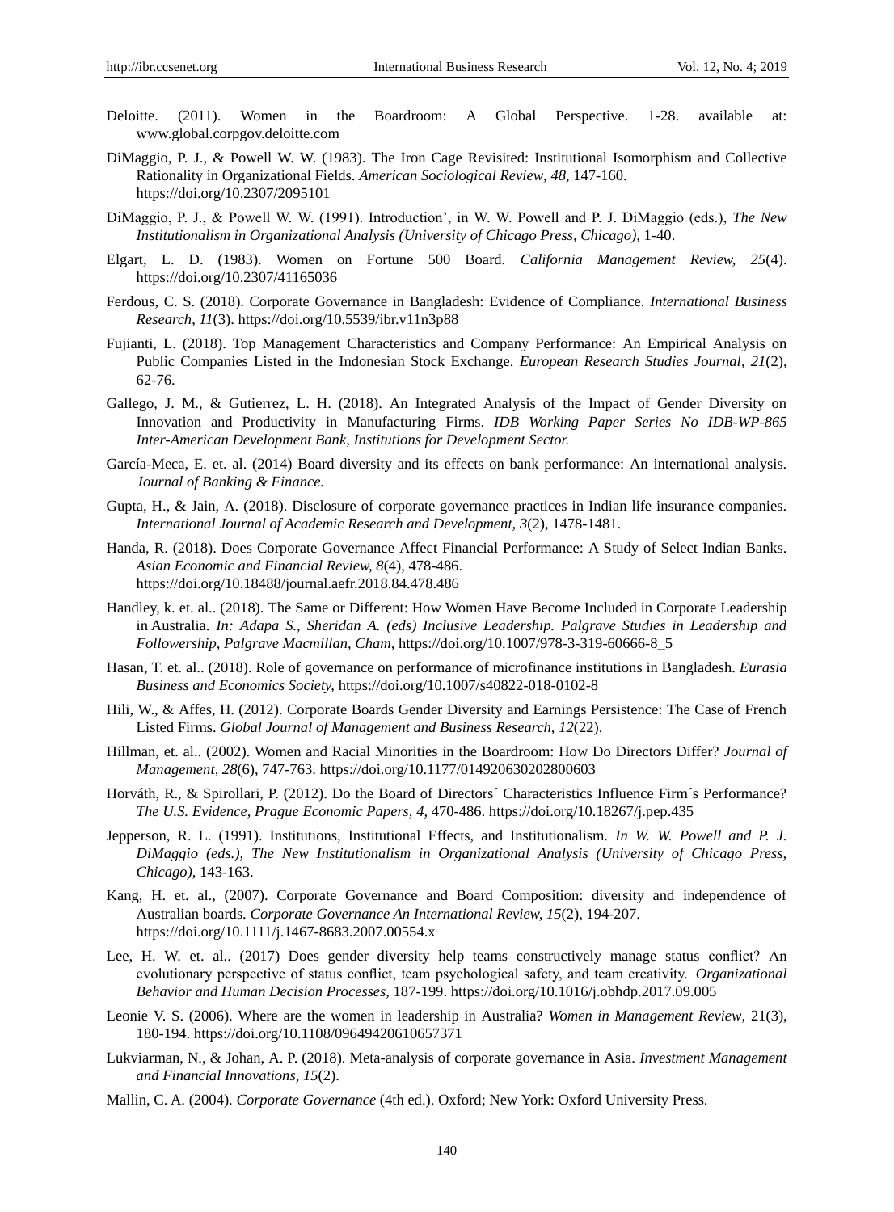Deloitte. (2011). Women in the Boardroom: A Global Perspective. 1-28. available at: www.global.corpgov.deloitte.com

DiMaggio, P. J., & Powell W. W. (1983). The Iron Cage Revisited: Institutional Isomorphism and Collective Rationality in Organizational Fields. *American Sociological Review*, *48*, 147-160. https://doi.org/10.2307/2095101

DiMaggio, P. J., & Powell W. W. (1991). Introduction', in W. W. Powell and P. J. DiMaggio (eds.), *The New Institutionalism in Organizational Analysis (University of Chicago Press, Chicago)*, 1-40.

Elgart, L. D. (1983). Women on Fortune 500 Board. *California Management Review, 25*(4). https://doi.org/10.2307/41165036

Ferdous, C. S. (2018). Corporate Governance in Bangladesh: Evidence of Compliance. *International Business Research, 11*(3). https://doi.org/10.5539/ibr.v11n3p88

Fujianti, L. (2018). Top Management Characteristics and Company Performance: An Empirical Analysis on Public Companies Listed in the Indonesian Stock Exchange. *European Research Studies Journal*, *21*(2), 62-76.

Gallego, J. M., & Gutierrez, L. H. (2018). An Integrated Analysis of the Impact of Gender Diversity on Innovation and Productivity in Manufacturing Firms. *IDB Working Paper Series No IDB-WP-865 Inter-American Development Bank, Institutions for Development Sector.*

García-Meca, E. et. al. (2014) Board diversity and its effects on bank performance: An international analysis. *Journal of Banking & Finance.*

Gupta, H., & Jain, A. (2018). Disclosure of corporate governance practices in Indian life insurance companies. *International Journal of Academic Research and Development, 3*(2), 1478-1481.

Handa, R. (2018). Does Corporate Governance Affect Financial Performance: A Study of Select Indian Banks. *Asian Economic and Financial Review, 8*(4), 478-486. https://doi.org/10.18488/journal.aefr.2018.84.478.486

Handley, k. et. al.. (2018). The Same or Different: How Women Have Become Included in Corporate Leadership in Australia. *In: Adapa S., Sheridan A. (eds) Inclusive Leadership. Palgrave Studies in Leadership and Followership, Palgrave Macmillan, Cham,* https://doi.org/10.1007/978-3-319-60666-8_5

Hasan, T. et. al.. (2018). Role of governance on performance of microfinance institutions in Bangladesh. *Eurasia Business and Economics Society,* https://doi.org/10.1007/s40822-018-0102-8

Hili, W., & Affes, H. (2012). Corporate Boards Gender Diversity and Earnings Persistence: The Case of French Listed Firms. *Global Journal of Management and Business Research, 12*(22).

Hillman, et. al.. (2002). Women and Racial Minorities in the Boardroom: How Do Directors Differ? *Journal of Management, 28*(6), 747-763. https://doi.org/10.1177/014920630202800603

Horváth, R., & Spirollari, P. (2012). Do the Board of Directors´ Characteristics Influence Firm´s Performance? *The U.S. Evidence, Prague Economic Papers, 4,* 470-486. https://doi.org/10.18267/j.pep.435

Jepperson, R. L. (1991). Institutions, Institutional Effects, and Institutionalism. *In W. W. Powell and P. J. DiMaggio (eds.), The New Institutionalism in Organizational Analysis (University of Chicago Press, Chicago),* 143-163.

Kang, H. et. al., (2007). Corporate Governance and Board Composition: diversity and independence of Australian boards. *Corporate Governance An International Review, 15*(2), 194-207. https://doi.org/10.1111/j.1467-8683.2007.00554.x

Lee, H. W. et. al.. (2017) Does gender diversity help teams constructively manage status conflict? An evolutionary perspective of status conflict, team psychological safety, and team creativity. *Organizational Behavior and Human Decision Processes,* 187-199. https://doi.org/10.1016/j.obhdp.2017.09.005

Leonie V. S. (2006). Where are the women in leadership in Australia? *Women in Management Review*, 21(3), 180-194. https://doi.org/10.1108/09649420610657371

Lukviarman, N., & Johan, A. P. (2018). Meta-analysis of corporate governance in Asia. *Investment Management and Financial Innovations, 15*(2).

Mallin, C. A. (2004). *Corporate Governance* (4th ed.). Oxford; New York: Oxford University Press.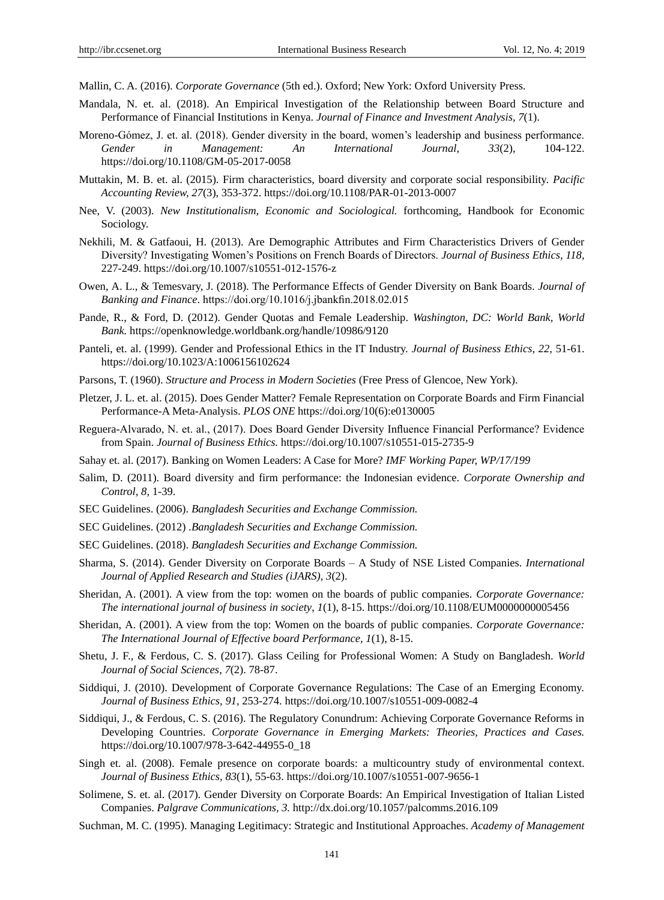Mallin, C. A. (2016). *Corporate Governance* (5th ed.). Oxford; New York: Oxford University Press.

Mandala, N. et. al. (2018). An Empirical Investigation of the Relationship between Board Structure and Performance of Financial Institutions in Kenya. *Journal of Finance and Investment Analysis, 7*(1).

Moreno-Gómez, J. et. al. (2018). Gender diversity in the board, women's leadership and business performance. *Gender in Management: An International Journal, 33*(2), 104-122. https://doi.org/10.1108/GM-05-2017-0058

Muttakin, M. B. et. al. (2015). Firm characteristics, board diversity and corporate social responsibility. *Pacific Accounting Review, 27*(3), 353-372. https://doi.org/10.1108/PAR-01-2013-0007

Nee, V. (2003). *New Institutionalism, Economic and Sociological.* forthcoming, Handbook for Economic Sociology.

Nekhili, M. & Gatfaoui, H. (2013). Are Demographic Attributes and Firm Characteristics Drivers of Gender Diversity? Investigating Women's Positions on French Boards of Directors. *Journal of Business Ethics, 118,* 227-249. https://doi.org/10.1007/s10551-012-1576-z

Owen, A. L., & Temesvary, J. (2018). The Performance Effects of Gender Diversity on Bank Boards. *Journal of Banking and Finance*. https://doi.org/10.1016/j.jbankfin.2018.02.015

Pande, R., & Ford, D. (2012). Gender Quotas and Female Leadership. *Washington, DC: World Bank, World Bank.* https://openknowledge.worldbank.org/handle/10986/9120

Panteli, et. al. (1999). Gender and Professional Ethics in the IT Industry. *Journal of Business Ethics, 22,* 51-61. https://doi.org/10.1023/A:1006156102624

Parsons, T. (1960). *Structure and Process in Modern Societies* (Free Press of Glencoe, New York).

Pletzer, J. L. et. al. (2015). Does Gender Matter? Female Representation on Corporate Boards and Firm Financial Performance-A Meta-Analysis. *PLOS ONE* https://doi.org/10(6):e0130005

Reguera-Alvarado, N. et. al., (2017). Does Board Gender Diversity Influence Financial Performance? Evidence from Spain. *Journal of Business Ethics.* https://doi.org/10.1007/s10551-015-2735-9

Sahay et. al. (2017). Banking on Women Leaders: A Case for More? *IMF Working Paper, WP/17/199*

Salim, D. (2011). Board diversity and firm performance: the Indonesian evidence. *Corporate Ownership and Control, 8,* 1-39.

SEC Guidelines. (2006). *Bangladesh Securities and Exchange Commission.*

SEC Guidelines. (2012) .*Bangladesh Securities and Exchange Commission.*

SEC Guidelines. (2018). *Bangladesh Securities and Exchange Commission.*

Sharma, S. (2014). Gender Diversity on Corporate Boards – A Study of NSE Listed Companies. *International Journal of Applied Research and Studies (iJARS), 3*(2).

Sheridan, A. (2001). A view from the top: women on the boards of public companies. *Corporate Governance: The international journal of business in society, 1*(1), 8-15. https://doi.org/10.1108/EUM0000000005456

Sheridan, A. (2001). A view from the top: Women on the boards of public companies. *Corporate Governance: The International Journal of Effective board Performance, 1*(1), 8-15.

Shetu, J. F., & Ferdous, C. S. (2017). Glass Ceiling for Professional Women: A Study on Bangladesh. *World Journal of Social Sciences, 7*(2). 78-87.

Siddiqui, J. (2010). Development of Corporate Governance Regulations: The Case of an Emerging Economy. *Journal of Business Ethics, 91,* 253-274. https://doi.org/10.1007/s10551-009-0082-4

Siddiqui, J., & Ferdous, C. S. (2016). The Regulatory Conundrum: Achieving Corporate Governance Reforms in Developing Countries. *Corporate Governance in Emerging Markets: Theories, Practices and Cases.* https://doi.org/10.1007/978-3-642-44955-0_18

Singh et. al. (2008). Female presence on corporate boards: a multicountry study of environmental context. *Journal of Business Ethics, 83*(1), 55-63. https://doi.org/10.1007/s10551-007-9656-1

Solimene, S. et. al. (2017). Gender Diversity on Corporate Boards: An Empirical Investigation of Italian Listed Companies. *Palgrave Communications, 3.* http://dx.doi.org/10.1057/palcomms.2016.109

Suchman, M. C. (1995). Managing Legitimacy: Strategic and Institutional Approaches. *Academy of Management*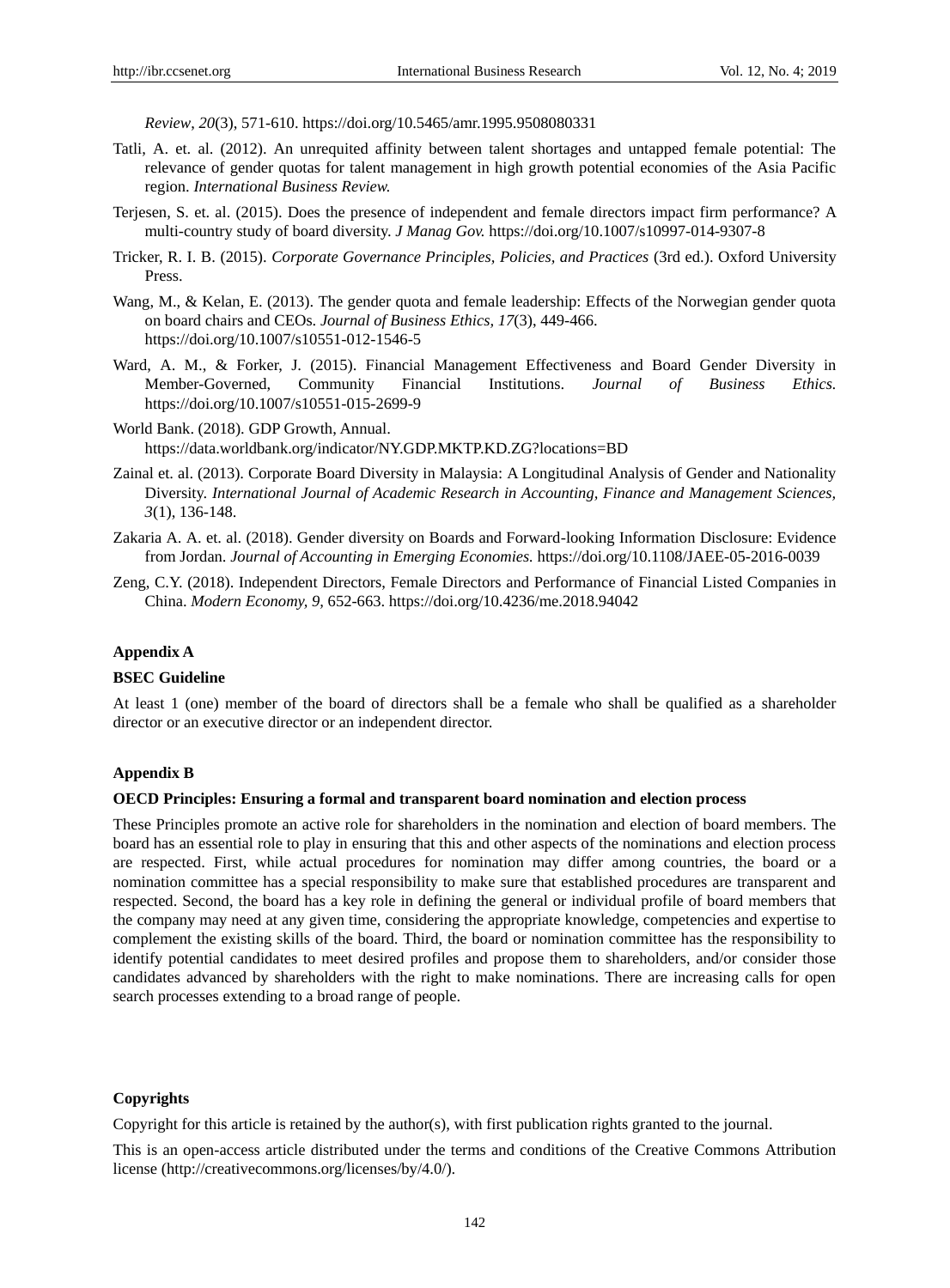*Review*, *20*(3), 571-610. https://doi.org/10.5465/amr.1995.9508080331

Tatli, A. et. al. (2012). An unrequited affinity between talent shortages and untapped female potential: The relevance of gender quotas for talent management in high growth potential economies of the Asia Pacific region. *International Business Review.*

Terjesen, S. et. al. (2015). Does the presence of independent and female directors impact firm performance? A multi-country study of board diversity. *J Manag Gov.* https://doi.org/10.1007/s10997-014-9307-8

Tricker, R. I. B. (2015). *Corporate Governance Principles, Policies, and Practices* (3rd ed.). Oxford University Press.

Wang, M., & Kelan, E. (2013). The gender quota and female leadership: Effects of the Norwegian gender quota on board chairs and CEOs. *Journal of Business Ethics, 17*(3), 449-466. https://doi.org/10.1007/s10551-012-1546-5

Ward, A. M., & Forker, J. (2015). Financial Management Effectiveness and Board Gender Diversity in Member-Governed, Community Financial Institutions. *Journal of Business Ethics.* https://doi.org/10.1007/s10551-015-2699-9

World Bank. (2018). GDP Growth, Annual. https://data.worldbank.org/indicator/NY.GDP.MKTP.KD.ZG?locations=BD

Zainal et. al. (2013). Corporate Board Diversity in Malaysia: A Longitudinal Analysis of Gender and Nationality Diversity. *International Journal of Academic Research in Accounting, Finance and Management Sciences, 3*(1), 136-148.

Zakaria A. A. et. al. (2018). Gender diversity on Boards and Forward-looking Information Disclosure: Evidence from Jordan. *Journal of Accounting in Emerging Economies.* https://doi.org/10.1108/JAEE-05-2016-0039

Zeng, C.Y. (2018). Independent Directors, Female Directors and Performance of Financial Listed Companies in China. *Modern Economy, 9,* 652-663. https://doi.org/10.4236/me.2018.94042

## Appendix A

### BSEC Guideline

At least 1 (one) member of the board of directors shall be a female who shall be qualified as a shareholder director or an executive director or an independent director.

## Appendix B

### OECD Principles: Ensuring a formal and transparent board nomination and election process

These Principles promote an active role for shareholders in the nomination and election of board members. The board has an essential role to play in ensuring that this and other aspects of the nominations and election process are respected. First, while actual procedures for nomination may differ among countries, the board or a nomination committee has a special responsibility to make sure that established procedures are transparent and respected. Second, the board has a key role in defining the general or individual profile of board members that the company may need at any given time, considering the appropriate knowledge, competencies and expertise to complement the existing skills of the board. Third, the board or nomination committee has the responsibility to identify potential candidates to meet desired profiles and propose them to shareholders, and/or consider those candidates advanced by shareholders with the right to make nominations. There are increasing calls for open search processes extending to a broad range of people.

## Copyrights

Copyright for this article is retained by the author(s), with first publication rights granted to the journal.

This is an open-access article distributed under the terms and conditions of the Creative Commons Attribution license (http://creativecommons.org/licenses/by/4.0/).